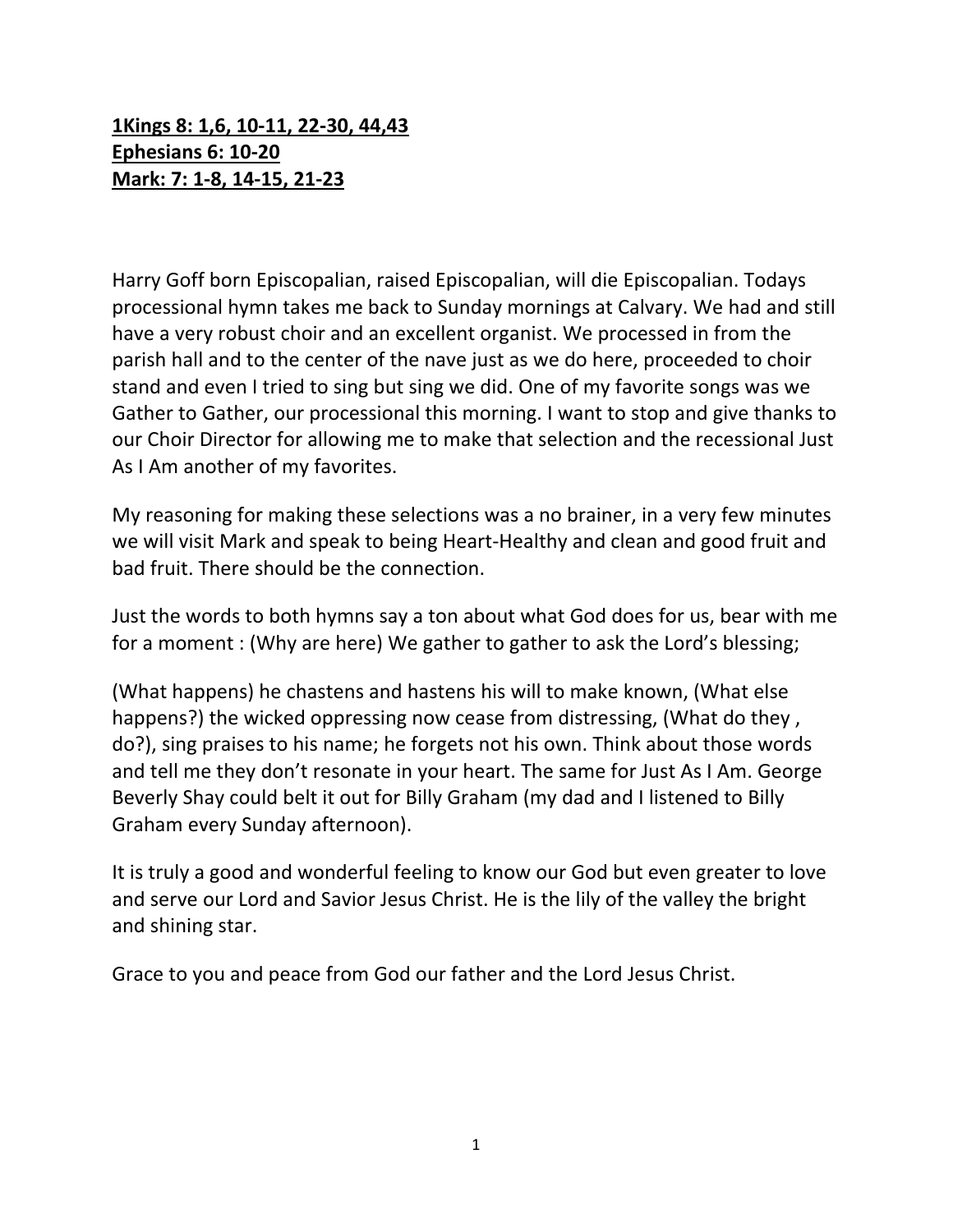**1Kings 8: 1,6, 10-11, 22-30, 44,43**
**Ephesians 6: 10-20**
**Mark: 7: 1-8, 14-15, 21-23**

Harry Goff born Episcopalian, raised Episcopalian, will die Episcopalian. Todays processional hymn takes me back to Sunday mornings at Calvary. We had and still have a very robust choir and an excellent organist. We processed in from the parish hall and to the center of the nave just as we do here, proceeded to choir stand and even I tried to sing but sing we did. One of my favorite songs was we Gather to Gather, our processional this morning. I want to stop and give thanks to our Choir Director for allowing me to make that selection and the recessional Just As I Am another of my favorites.

My reasoning for making these selections was a no brainer, in a very few minutes we will visit Mark and speak to being Heart-Healthy and clean and good fruit and bad fruit. There should be the connection.

Just the words to both hymns say a ton about what God does for us, bear with me for a moment : (Why are here) We gather to gather to ask the Lord's blessing;

(What happens) he chastens and hastens his will to make known, (What else happens?) the wicked oppressing now cease from distressing, (What do they , do?), sing praises to his name; he forgets not his own. Think about those words and tell me they don't resonate in your heart. The same for Just As I Am. George Beverly Shay could belt it out for Billy Graham (my dad and I listened to Billy Graham every Sunday afternoon).

It is truly a good and wonderful feeling to know our God but even greater to love and serve our Lord and Savior Jesus Christ. He is the lily of the valley the bright and shining star.

Grace to you and peace from God our father and the Lord Jesus Christ.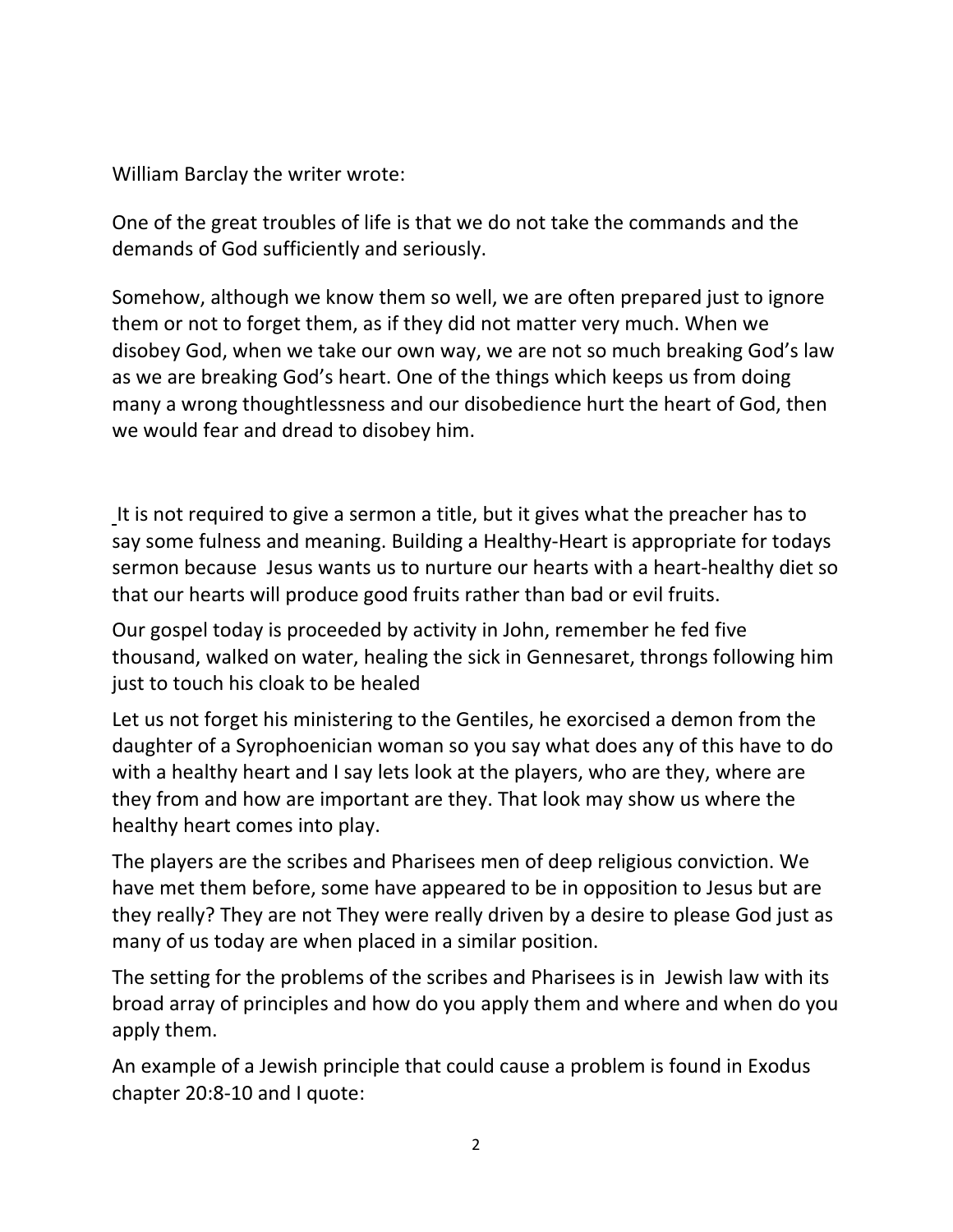William Barclay the writer wrote:

One of the great troubles of life is that we do not take the commands and the demands of God sufficiently and seriously.

Somehow, although we know them so well, we are often prepared just to ignore them or not to forget them, as if they did not matter very much. When we disobey God, when we take our own way, we are not so much breaking God's law as we are breaking God's heart. One of the things which keeps us from doing many a wrong thoughtlessness and our disobedience hurt the heart of God, then we would fear and dread to disobey him.

It is not required to give a sermon a title, but it gives what the preacher has to say some fulness and meaning. Building a Healthy-Heart is appropriate for todays sermon because Jesus wants us to nurture our hearts with a heart-healthy diet so that our hearts will produce good fruits rather than bad or evil fruits.

Our gospel today is proceeded by activity in John, remember he fed five thousand, walked on water, healing the sick in Gennesaret, throngs following him just to touch his cloak to be healed

Let us not forget his ministering to the Gentiles, he exorcised a demon from the daughter of a Syrophoenician woman so you say what does any of this have to do with a healthy heart and I say lets look at the players, who are they, where are they from and how are important are they. That look may show us where the healthy heart comes into play.

The players are the scribes and Pharisees men of deep religious conviction. We have met them before, some have appeared to be in opposition to Jesus but are they really? They are not They were really driven by a desire to please God just as many of us today are when placed in a similar position.

The setting for the problems of the scribes and Pharisees is in Jewish law with its broad array of principles and how do you apply them and where and when do you apply them.

An example of a Jewish principle that could cause a problem is found in Exodus chapter 20:8-10 and I quote: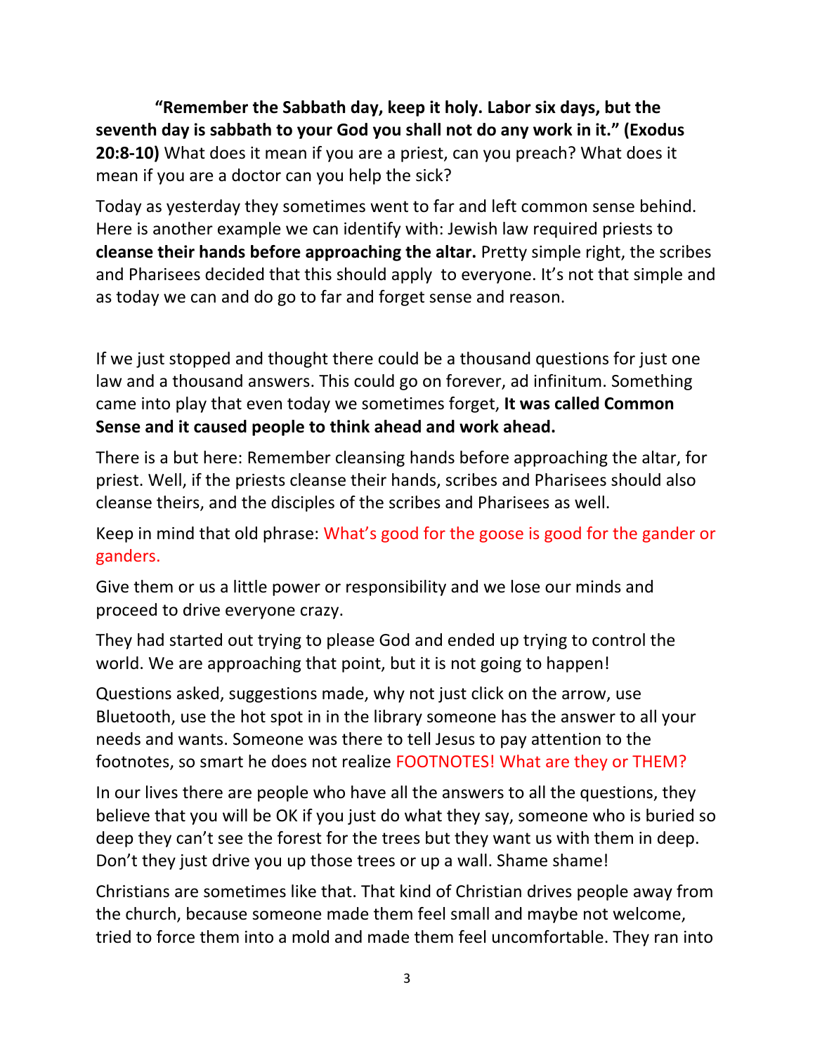**"Remember the Sabbath day, keep it holy. Labor six days, but the seventh day is sabbath to your God you shall not do any work in it." (Exodus 20:8-10)** What does it mean if you are a priest, can you preach? What does it mean if you are a doctor can you help the sick?

Today as yesterday they sometimes went to far and left common sense behind. Here is another example we can identify with: Jewish law required priests to **cleanse their hands before approaching the altar.** Pretty simple right, the scribes and Pharisees decided that this should apply to everyone. It's not that simple and as today we can and do go to far and forget sense and reason.

If we just stopped and thought there could be a thousand questions for just one law and a thousand answers. This could go on forever, ad infinitum. Something came into play that even today we sometimes forget, **It was called Common Sense and it caused people to think ahead and work ahead.**

There is a but here: Remember cleansing hands before approaching the altar, for priest. Well, if the priests cleanse their hands, scribes and Pharisees should also cleanse theirs, and the disciples of the scribes and Pharisees as well.

Keep in mind that old phrase: What's good for the goose is good for the gander or ganders.

Give them or us a little power or responsibility and we lose our minds and proceed to drive everyone crazy.

They had started out trying to please God and ended up trying to control the world. We are approaching that point, but it is not going to happen!

Questions asked, suggestions made, why not just click on the arrow, use Bluetooth, use the hot spot in in the library someone has the answer to all your needs and wants. Someone was there to tell Jesus to pay attention to the footnotes, so smart he does not realize FOOTNOTES! What are they or THEM?

In our lives there are people who have all the answers to all the questions, they believe that you will be OK if you just do what they say, someone who is buried so deep they can't see the forest for the trees but they want us with them in deep. Don't they just drive you up those trees or up a wall. Shame shame!

Christians are sometimes like that. That kind of Christian drives people away from the church, because someone made them feel small and maybe not welcome, tried to force them into a mold and made them feel uncomfortable. They ran into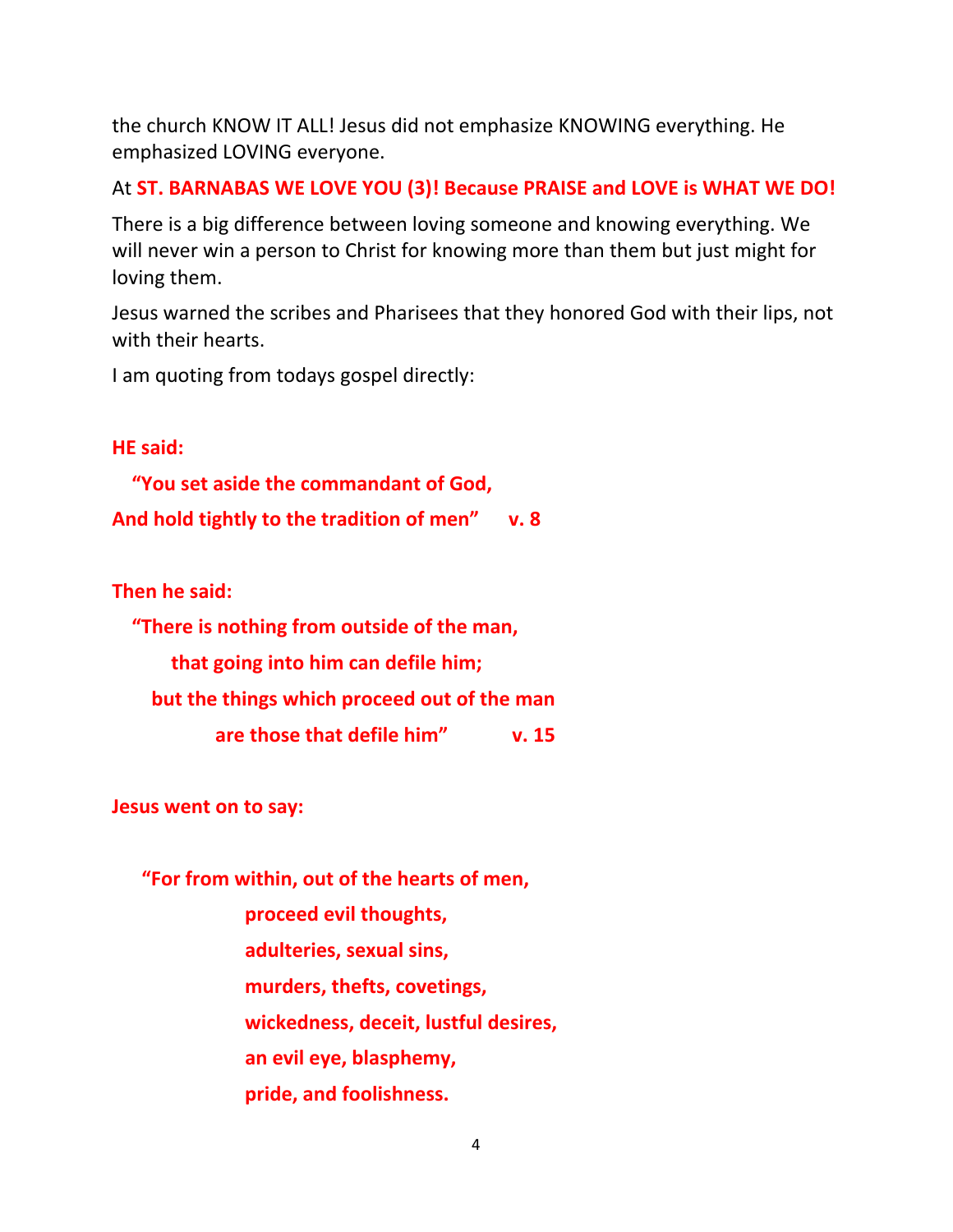the church KNOW IT ALL! Jesus did not emphasize KNOWING everything. He emphasized LOVING everyone.

At **ST. BARNABAS WE LOVE YOU (3)! Because PRAISE and LOVE is WHAT WE DO!**

There is a big difference between loving someone and knowing everything. We will never win a person to Christ for knowing more than them but just might for loving them.

Jesus warned the scribes and Pharisees that they honored God with their lips, not with their hearts.

I am quoting from todays gospel directly:

**HE said:**

**"You set aside the commandant of God,**
**And hold tightly to the tradition of men" v. 8**

**Then he said:**

**"There is nothing from outside of the man,**
**that going into him can defile him;**
**but the things which proceed out of the man**
**are those that defile him" v. 15**

**Jesus went on to say:**

**"For from within, out of the hearts of men,**
**proceed evil thoughts,**
**adulteries, sexual sins,**
**murders, thefts, covetings,**
**wickedness, deceit, lustful desires,**
**an evil eye, blasphemy,**
**pride, and foolishness.**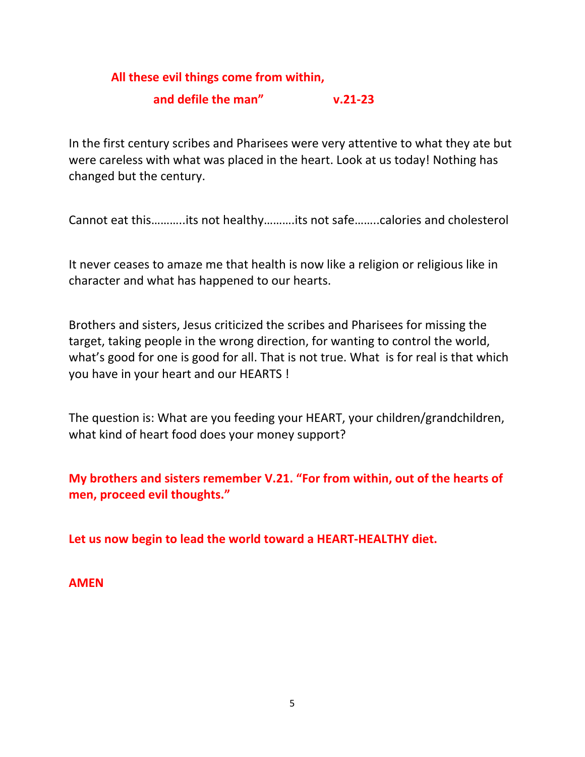**All these evil things come from within,**

**and defile the man" v.21-23**

In the first century scribes and Pharisees were very attentive to what they ate but were careless with what was placed in the heart. Look at us today! Nothing has changed but the century.

Cannot eat this………..its not healthy……….its not safe……..calories and cholesterol

It never ceases to amaze me that health is now like a religion or religious like in character and what has happened to our hearts.

Brothers and sisters, Jesus criticized the scribes and Pharisees for missing the target, taking people in the wrong direction, for wanting to control the world, what's good for one is good for all. That is not true. What is for real is that which you have in your heart and our HEARTS !

The question is: What are you feeding your HEART, your children/grandchildren, what kind of heart food does your money support?

**My brothers and sisters remember V.21. "For from within, out of the hearts of men, proceed evil thoughts."**

**Let us now begin to lead the world toward a HEART-HEALTHY diet.**

**AMEN**